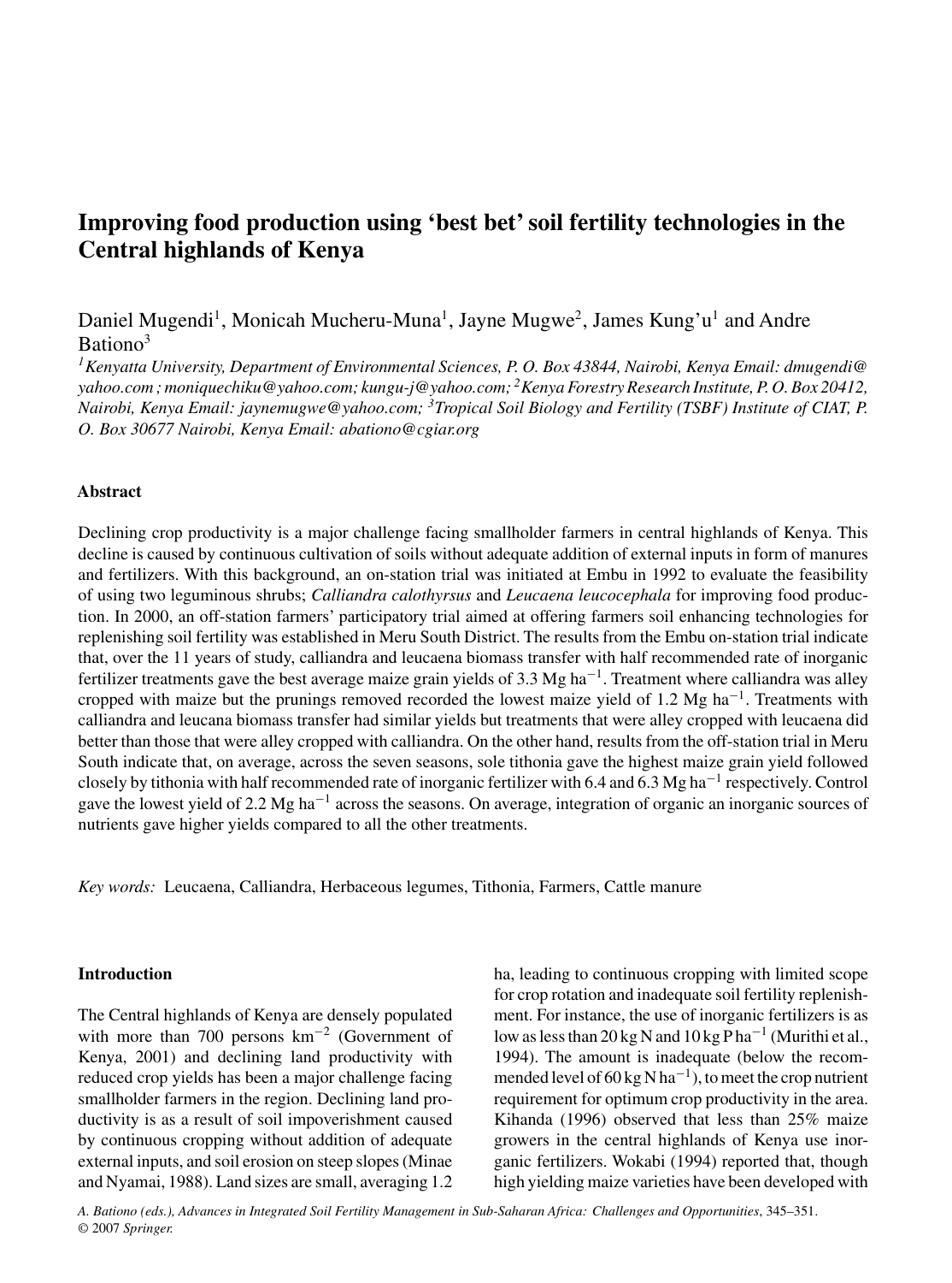# Improving food production using 'best bet' soil fertility technologies in the Central highlands of Kenya

Daniel Mugendi[1], Monicah Mucheru-Muna[1], Jayne Mugwe[2], James Kung'u[1] and Andre Bationo[3]

*[1]Kenyatta University, Department of Environmental Sciences, P. O. Box 43844, Nairobi, Kenya Email: dmugendi@yahoo.com ; moniquechiku@yahoo.com; kungu-j@yahoo.com; [2]Kenya Forestry Research Institute, P. O. Box 20412, Nairobi, Kenya Email: jaynemugwe@yahoo.com; [3]Tropical Soil Biology and Fertility (TSBF) Institute of CIAT, P. O. Box 30677 Nairobi, Kenya Email: abationo@cgiar.org*

## Abstract

Declining crop productivity is a major challenge facing smallholder farmers in central highlands of Kenya. This decline is caused by continuous cultivation of soils without adequate addition of external inputs in form of manures and fertilizers. With this background, an on-station trial was initiated at Embu in 1992 to evaluate the feasibility of using two leguminous shrubs; *Calliandra calothyrsus* and *Leucaena leucocephala* for improving food production. In 2000, an off-station farmers' participatory trial aimed at offering farmers soil enhancing technologies for replenishing soil fertility was established in Meru South District. The results from the Embu on-station trial indicate that, over the 11 years of study, calliandra and leucaena biomass transfer with half recommended rate of inorganic fertilizer treatments gave the best average maize grain yields of 3.3 Mg ha$^{-1}$. Treatment where calliandra was alley cropped with maize but the prunings removed recorded the lowest maize yield of 1.2 Mg ha$^{-1}$. Treatments with calliandra and leucana biomass transfer had similar yields but treatments that were alley cropped with leucaena did better than those that were alley cropped with calliandra. On the other hand, results from the off-station trial in Meru South indicate that, on average, across the seven seasons, sole tithonia gave the highest maize grain yield followed closely by tithonia with half recommended rate of inorganic fertilizer with 6.4 and 6.3 Mg ha$^{-1}$ respectively. Control gave the lowest yield of 2.2 Mg ha$^{-1}$ across the seasons. On average, integration of organic an inorganic sources of nutrients gave higher yields compared to all the other treatments.

*Key words:* Leucaena, Calliandra, Herbaceous legumes, Tithonia, Farmers, Cattle manure

## Introduction

The Central highlands of Kenya are densely populated with more than 700 persons km$^{-2}$ (Government of Kenya, 2001) and declining land productivity with reduced crop yields has been a major challenge facing smallholder farmers in the region. Declining land productivity is as a result of soil impoverishment caused by continuous cropping without addition of adequate external inputs, and soil erosion on steep slopes (Minae and Nyamai, 1988). Land sizes are small, averaging 1.2 ha, leading to continuous cropping with limited scope for crop rotation and inadequate soil fertility replenishment. For instance, the use of inorganic fertilizers is as low as less than 20 kg N and 10 kg P ha$^{-1}$ (Murithi et al., 1994). The amount is inadequate (below the recommended level of 60 kg N ha$^{-1}$), to meet the crop nutrient requirement for optimum crop productivity in the area. Kihanda (1996) observed that less than 25% maize growers in the central highlands of Kenya use inorganic fertilizers. Wokabi (1994) reported that, though high yielding maize varieties have been developed with

*A. Bationo (eds.), Advances in Integrated Soil Fertility Management in Sub-Saharan Africa: Challenges and Opportunities*, 345–351.
© 2007 *Springer.*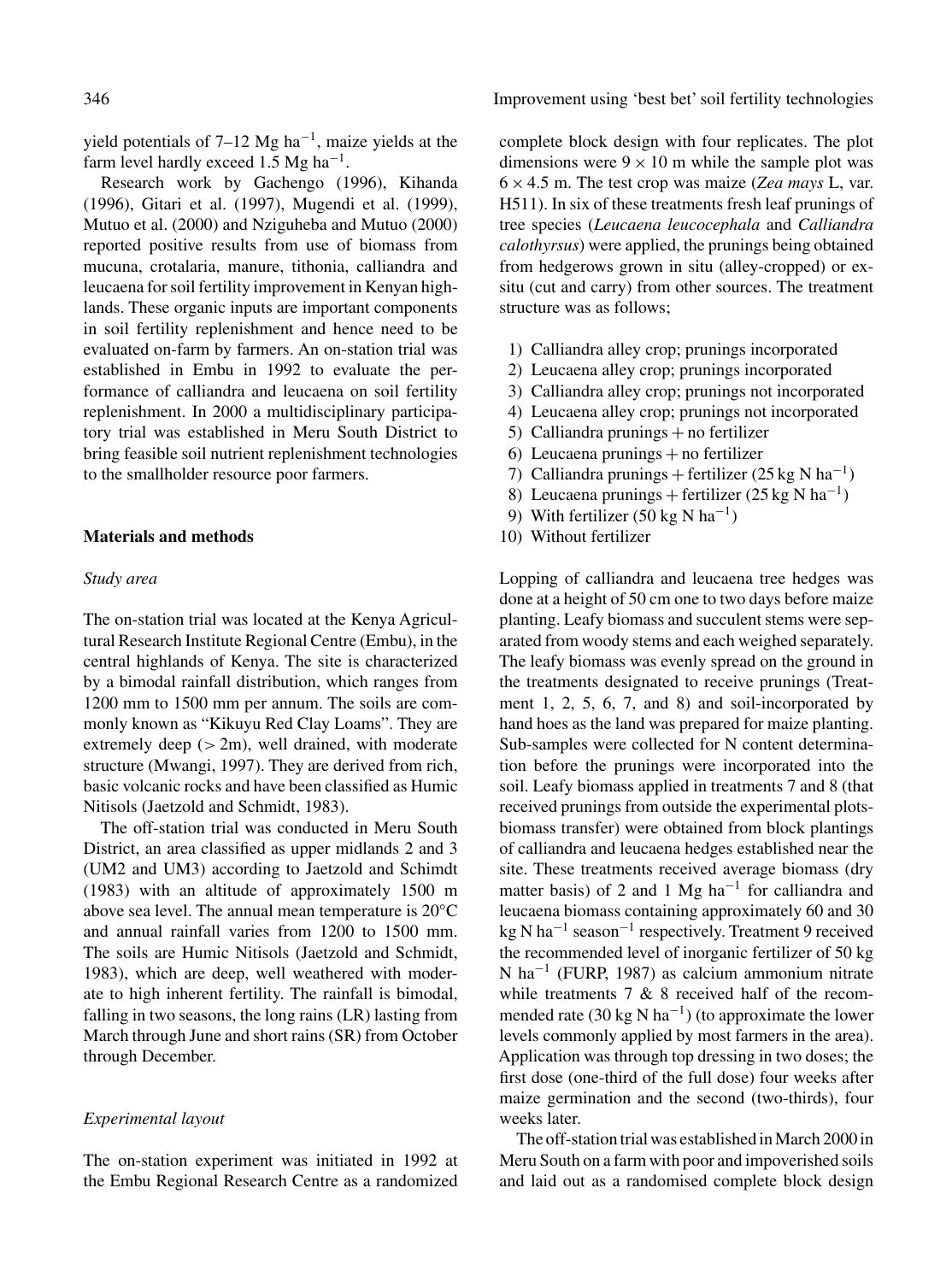yield potentials of 7–12 Mg ha$^{-1}$, maize yields at the farm level hardly exceed 1.5 Mg ha$^{-1}$.

Research work by Gachengo (1996), Kihanda (1996), Gitari et al. (1997), Mugendi et al. (1999), Mutuo et al. (2000) and Nziguheba and Mutuo (2000) reported positive results from use of biomass from mucuna, crotalaria, manure, tithonia, calliandra and leucaena for soil fertility improvement in Kenyan highlands. These organic inputs are important components in soil fertility replenishment and hence need to be evaluated on-farm by farmers. An on-station trial was established in Embu in 1992 to evaluate the performance of calliandra and leucaena on soil fertility replenishment. In 2000 a multidisciplinary participatory trial was established in Meru South District to bring feasible soil nutrient replenishment technologies to the smallholder resource poor farmers.

## Materials and methods

### *Study area*

The on-station trial was located at the Kenya Agricultural Research Institute Regional Centre (Embu), in the central highlands of Kenya. The site is characterized by a bimodal rainfall distribution, which ranges from 1200 mm to 1500 mm per annum. The soils are commonly known as "Kikuyu Red Clay Loams". They are extremely deep (> 2m), well drained, with moderate structure (Mwangi, 1997). They are derived from rich, basic volcanic rocks and have been classified as Humic Nitisols (Jaetzold and Schmidt, 1983).

The off-station trial was conducted in Meru South District, an area classified as upper midlands 2 and 3 (UM2 and UM3) according to Jaetzold and Schimdt (1983) with an altitude of approximately 1500 m above sea level. The annual mean temperature is 20°C and annual rainfall varies from 1200 to 1500 mm. The soils are Humic Nitisols (Jaetzold and Schmidt, 1983), which are deep, well weathered with moderate to high inherent fertility. The rainfall is bimodal, falling in two seasons, the long rains (LR) lasting from March through June and short rains (SR) from October through December.

### *Experimental layout*

The on-station experiment was initiated in 1992 at the Embu Regional Research Centre as a randomized complete block design with four replicates. The plot dimensions were 9 × 10 m while the sample plot was 6 × 4.5 m. The test crop was maize (*Zea mays* L, var. H511). In six of these treatments fresh leaf prunings of tree species (*Leucaena leucocephala* and *Calliandra calothyrsus*) were applied, the prunings being obtained from hedgerows grown in situ (alley-cropped) or ex-situ (cut and carry) from other sources. The treatment structure was as follows;

1) Calliandra alley crop; prunings incorporated
2) Leucaena alley crop; prunings incorporated
3) Calliandra alley crop; prunings not incorporated
4) Leucaena alley crop; prunings not incorporated
5) Calliandra prunings + no fertilizer
6) Leucaena prunings + no fertilizer
7) Calliandra prunings + fertilizer (25 kg N ha$^{-1}$)
8) Leucaena prunings + fertilizer (25 kg N ha$^{-1}$)
9) With fertilizer (50 kg N ha$^{-1}$)
10) Without fertilizer

Lopping of calliandra and leucaena tree hedges was done at a height of 50 cm one to two days before maize planting. Leafy biomass and succulent stems were separated from woody stems and each weighed separately. The leafy biomass was evenly spread on the ground in the treatments designated to receive prunings (Treatment 1, 2, 5, 6, 7, and 8) and soil-incorporated by hand hoes as the land was prepared for maize planting. Sub-samples were collected for N content determination before the prunings were incorporated into the soil. Leafy biomass applied in treatments 7 and 8 (that received prunings from outside the experimental plots-biomass transfer) were obtained from block plantings of calliandra and leucaena hedges established near the site. These treatments received average biomass (dry matter basis) of 2 and 1 Mg ha$^{-1}$ for calliandra and leucaena biomass containing approximately 60 and 30 kg N ha$^{-1}$ season$^{-1}$ respectively. Treatment 9 received the recommended level of inorganic fertilizer of 50 kg N ha$^{-1}$ (FURP, 1987) as calcium ammonium nitrate while treatments 7 & 8 received half of the recommended rate (30 kg N ha$^{-1}$) (to approximate the lower levels commonly applied by most farmers in the area). Application was through top dressing in two doses; the first dose (one-third of the full dose) four weeks after maize germination and the second (two-thirds), four weeks later.

The off-station trial was established in March 2000 in Meru South on a farm with poor and impoverished soils and laid out as a randomised complete block design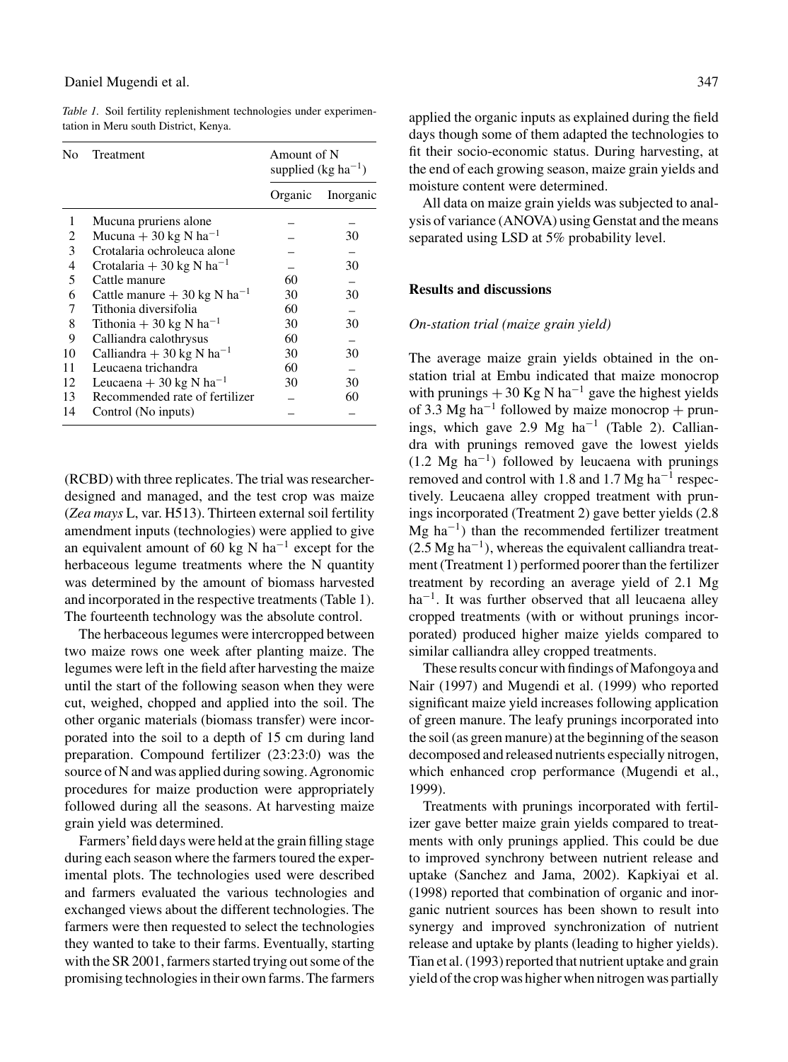*Table 1.* Soil fertility replenishment technologies under experimentation in Meru south District, Kenya.

| No | Treatment | Amount of N supplied (kg ha$^{-1}$) | |
|---|---|---|---|
| | | Organic | Inorganic |
| 1 | Mucuna pruriens alone | – | – |
| 2 | Mucuna + 30 kg N ha$^{-1}$ | – | 30 |
| 3 | Crotalaria ochroleuca alone | – | – |
| 4 | Crotalaria + 30 kg N ha$^{-1}$ | – | 30 |
| 5 | Cattle manure | 60 | – |
| 6 | Cattle manure + 30 kg N ha$^{-1}$ | 30 | 30 |
| 7 | Tithonia diversifolia | 60 | – |
| 8 | Tithonia + 30 kg N ha$^{-1}$ | 30 | 30 |
| 9 | Calliandra calothrysus | 60 | – |
| 10 | Calliandra + 30 kg N ha$^{-1}$ | 30 | 30 |
| 11 | Leucaena trichandra | 60 | – |
| 12 | Leucaena + 30 kg N ha$^{-1}$ | 30 | 30 |
| 13 | Recommended rate of fertilizer | – | 60 |
| 14 | Control (No inputs) | – | – |

(RCBD) with three replicates. The trial was researcher-designed and managed, and the test crop was maize (*Zea mays* L, var. H513). Thirteen external soil fertility amendment inputs (technologies) were applied to give an equivalent amount of 60 kg N ha$^{-1}$ except for the herbaceous legume treatments where the N quantity was determined by the amount of biomass harvested and incorporated in the respective treatments (Table 1). The fourteenth technology was the absolute control.

The herbaceous legumes were intercropped between two maize rows one week after planting maize. The legumes were left in the field after harvesting the maize until the start of the following season when they were cut, weighed, chopped and applied into the soil. The other organic materials (biomass transfer) were incorporated into the soil to a depth of 15 cm during land preparation. Compound fertilizer (23:23:0) was the source of N and was applied during sowing. Agronomic procedures for maize production were appropriately followed during all the seasons. At harvesting maize grain yield was determined.

Farmers' field days were held at the grain filling stage during each season where the farmers toured the experimental plots. The technologies used were described and farmers evaluated the various technologies and exchanged views about the different technologies. The farmers were then requested to select the technologies they wanted to take to their farms. Eventually, starting with the SR 2001, farmers started trying out some of the promising technologies in their own farms. The farmers applied the organic inputs as explained during the field days though some of them adapted the technologies to fit their socio-economic status. During harvesting, at the end of each growing season, maize grain yields and moisture content were determined.

All data on maize grain yields was subjected to analysis of variance (ANOVA) using Genstat and the means separated using LSD at 5% probability level.

## Results and discussions

### *On-station trial (maize grain yield)*

The average maize grain yields obtained in the on-station trial at Embu indicated that maize monocrop with prunings + 30 Kg N ha$^{-1}$ gave the highest yields of 3.3 Mg ha$^{-1}$ followed by maize monocrop + prunings, which gave 2.9 Mg ha$^{-1}$ (Table 2). Calliandra with prunings removed gave the lowest yields (1.2 Mg ha$^{-1}$) followed by leucaena with prunings removed and control with 1.8 and 1.7 Mg ha$^{-1}$ respectively. Leucaena alley cropped treatment with prunings incorporated (Treatment 2) gave better yields (2.8 Mg ha$^{-1}$) than the recommended fertilizer treatment (2.5 Mg ha$^{-1}$), whereas the equivalent calliandra treatment (Treatment 1) performed poorer than the fertilizer treatment by recording an average yield of 2.1 Mg ha$^{-1}$. It was further observed that all leucaena alley cropped treatments (with or without prunings incorporated) produced higher maize yields compared to similar calliandra alley cropped treatments.

These results concur with findings of Mafongoya and Nair (1997) and Mugendi et al. (1999) who reported significant maize yield increases following application of green manure. The leafy prunings incorporated into the soil (as green manure) at the beginning of the season decomposed and released nutrients especially nitrogen, which enhanced crop performance (Mugendi et al., 1999).

Treatments with prunings incorporated with fertilizer gave better maize grain yields compared to treatments with only prunings applied. This could be due to improved synchrony between nutrient release and uptake (Sanchez and Jama, 2002). Kapkiyai et al. (1998) reported that combination of organic and inorganic nutrient sources has been shown to result into synergy and improved synchronization of nutrient release and uptake by plants (leading to higher yields). Tian et al. (1993) reported that nutrient uptake and grain yield of the crop was higher when nitrogen was partially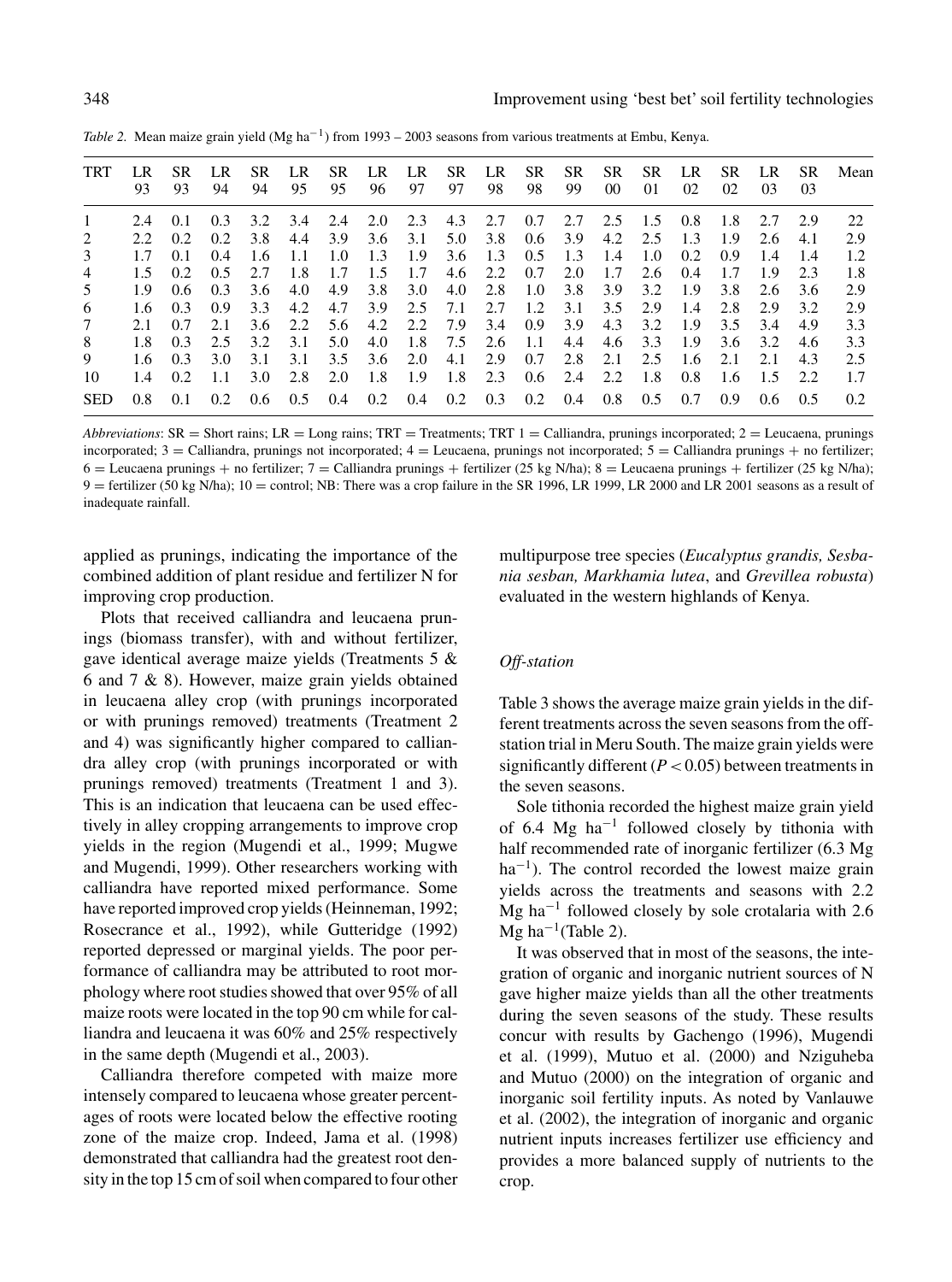*Table 2.* Mean maize grain yield (Mg ha$^{-1}$) from 1993 – 2003 seasons from various treatments at Embu, Kenya.

| TRT | LR 93 | SR 93 | LR 94 | SR 94 | LR 95 | SR 95 | LR 96 | LR 97 | SR 97 | LR 98 | SR 98 | SR 99 | SR 00 | SR 01 | LR 02 | SR 02 | LR 03 | SR 03 | Mean |
|---|---|---|---|---|---|---|---|---|---|---|---|---|---|---|---|---|---|---|---|
| 1 | 2.4 | 0.1 | 0.3 | 3.2 | 3.4 | 2.4 | 2.0 | 2.3 | 4.3 | 2.7 | 0.7 | 2.7 | 2.5 | 1.5 | 0.8 | 1.8 | 2.7 | 2.9 | 22 |
| 2 | 2.2 | 0.2 | 0.2 | 3.8 | 4.4 | 3.9 | 3.6 | 3.1 | 5.0 | 3.8 | 0.6 | 3.9 | 4.2 | 2.5 | 1.3 | 1.9 | 2.6 | 4.1 | 2.9 |
| 3 | 1.7 | 0.1 | 0.4 | 1.6 | 1.1 | 1.0 | 1.3 | 1.9 | 3.6 | 1.3 | 0.5 | 1.3 | 1.4 | 1.0 | 0.2 | 0.9 | 1.4 | 1.4 | 1.2 |
| 4 | 1.5 | 0.2 | 0.5 | 2.7 | 1.8 | 1.7 | 1.5 | 1.7 | 4.6 | 2.2 | 0.7 | 2.0 | 1.7 | 2.6 | 0.4 | 1.7 | 1.9 | 2.3 | 1.8 |
| 5 | 1.9 | 0.6 | 0.3 | 3.6 | 4.0 | 4.9 | 3.8 | 3.0 | 4.0 | 2.8 | 1.0 | 3.8 | 3.9 | 3.2 | 1.9 | 3.8 | 2.6 | 3.6 | 2.9 |
| 6 | 1.6 | 0.3 | 0.9 | 3.3 | 4.2 | 4.7 | 3.9 | 2.5 | 7.1 | 2.7 | 1.2 | 3.1 | 3.5 | 2.9 | 1.4 | 2.8 | 2.9 | 3.2 | 2.9 |
| 7 | 2.1 | 0.7 | 2.1 | 3.6 | 2.2 | 5.6 | 4.2 | 2.2 | 7.9 | 3.4 | 0.9 | 3.9 | 4.3 | 3.2 | 1.9 | 3.5 | 3.4 | 4.9 | 3.3 |
| 8 | 1.8 | 0.3 | 2.5 | 3.2 | 3.1 | 5.0 | 4.0 | 1.8 | 7.5 | 2.6 | 1.1 | 4.4 | 4.6 | 3.3 | 1.9 | 3.6 | 3.2 | 4.6 | 3.3 |
| 9 | 1.6 | 0.3 | 3.0 | 3.1 | 3.1 | 3.5 | 3.6 | 2.0 | 4.1 | 2.9 | 0.7 | 2.8 | 2.1 | 2.5 | 1.6 | 2.1 | 2.1 | 4.3 | 2.5 |
| 10 | 1.4 | 0.2 | 1.1 | 3.0 | 2.8 | 2.0 | 1.8 | 1.9 | 1.8 | 2.3 | 0.6 | 2.4 | 2.2 | 1.8 | 0.8 | 1.6 | 1.5 | 2.2 | 1.7 |
| SED | 0.8 | 0.1 | 0.2 | 0.6 | 0.5 | 0.4 | 0.2 | 0.4 | 0.2 | 0.3 | 0.2 | 0.4 | 0.8 | 0.5 | 0.7 | 0.9 | 0.6 | 0.5 | 0.2 |

*Abbreviations*: SR = Short rains; LR = Long rains; TRT = Treatments; TRT 1 = Calliandra, prunings incorporated; 2 = Leucaena, prunings incorporated; 3 = Calliandra, prunings not incorporated; 4 = Leucaena, prunings not incorporated; 5 = Calliandra prunings + no fertilizer; 6 = Leucaena prunings + no fertilizer; 7 = Calliandra prunings + fertilizer (25 kg N/ha); 8 = Leucaena prunings + fertilizer (25 kg N/ha); 9 = fertilizer (50 kg N/ha); 10 = control; NB: There was a crop failure in the SR 1996, LR 1999, LR 2000 and LR 2001 seasons as a result of inadequate rainfall.

applied as prunings, indicating the importance of the combined addition of plant residue and fertilizer N for improving crop production.

Plots that received calliandra and leucaena prunings (biomass transfer), with and without fertilizer, gave identical average maize yields (Treatments 5 & 6 and 7 & 8). However, maize grain yields obtained in leucaena alley crop (with prunings incorporated or with prunings removed) treatments (Treatment 2 and 4) was significantly higher compared to calliandra alley crop (with prunings incorporated or with prunings removed) treatments (Treatment 1 and 3). This is an indication that leucaena can be used effectively in alley cropping arrangements to improve crop yields in the region (Mugendi et al., 1999; Mugwe and Mugendi, 1999). Other researchers working with calliandra have reported mixed performance. Some have reported improved crop yields (Heinneman, 1992; Rosecrance et al., 1992), while Gutteridge (1992) reported depressed or marginal yields. The poor performance of calliandra may be attributed to root morphology where root studies showed that over 95% of all maize roots were located in the top 90 cm while for calliandra and leucaena it was 60% and 25% respectively in the same depth (Mugendi et al., 2003).

Calliandra therefore competed with maize more intensely compared to leucaena whose greater percentages of roots were located below the effective rooting zone of the maize crop. Indeed, Jama et al. (1998) demonstrated that calliandra had the greatest root density in the top 15 cm of soil when compared to four other multipurpose tree species (*Eucalyptus grandis, Sesbania sesban, Markhamia lutea*, and *Grevillea robusta*) evaluated in the western highlands of Kenya.

### *Off-station*

Table 3 shows the average maize grain yields in the different treatments across the seven seasons from the off-station trial in Meru South. The maize grain yields were significantly different ($P < 0.05$) between treatments in the seven seasons.

Sole tithonia recorded the highest maize grain yield of 6.4 Mg ha$^{-1}$ followed closely by tithonia with half recommended rate of inorganic fertilizer (6.3 Mg ha$^{-1}$). The control recorded the lowest maize grain yields across the treatments and seasons with 2.2 Mg ha$^{-1}$ followed closely by sole crotalaria with 2.6 Mg ha$^{-1}$(Table 2).

It was observed that in most of the seasons, the integration of organic and inorganic nutrient sources of N gave higher maize yields than all the other treatments during the seven seasons of the study. These results concur with results by Gachengo (1996), Mugendi et al. (1999), Mutuo et al. (2000) and Nziguheba and Mutuo (2000) on the integration of organic and inorganic soil fertility inputs. As noted by Vanlauwe et al. (2002), the integration of inorganic and organic nutrient inputs increases fertilizer use efficiency and provides a more balanced supply of nutrients to the crop.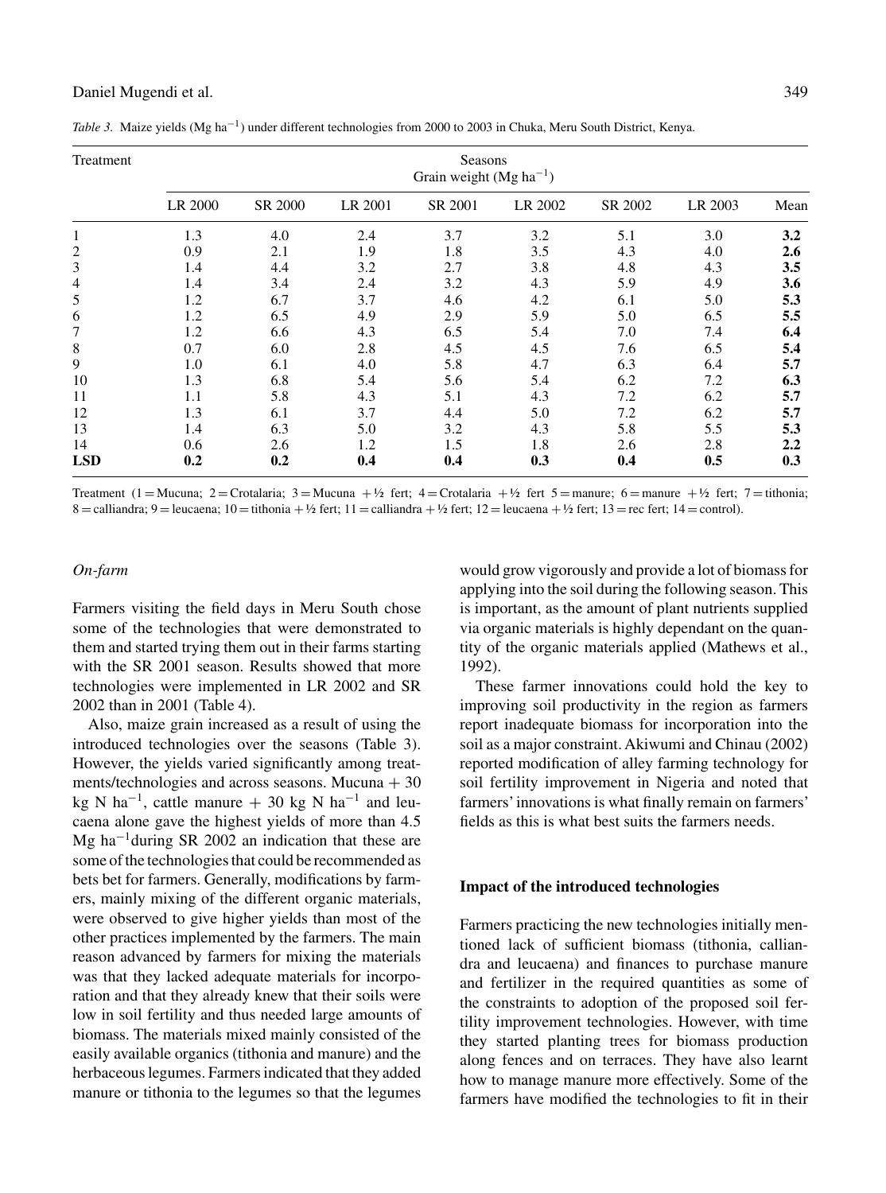*Table 3.* Maize yields (Mg ha$^{-1}$) under different technologies from 2000 to 2003 in Chuka, Meru South District, Kenya.

| Treatment | Seasons Grain weight (Mg ha$^{-1}$) | | | | | | | |
|---|---|---|---|---|---|---|---|---|
| | LR 2000 | SR 2000 | LR 2001 | SR 2001 | LR 2002 | SR 2002 | LR 2003 | Mean |
| 1 | 1.3 | 4.0 | 2.4 | 3.7 | 3.2 | 5.1 | 3.0 | **3.2** |
| 2 | 0.9 | 2.1 | 1.9 | 1.8 | 3.5 | 4.3 | 4.0 | **2.6** |
| 3 | 1.4 | 4.4 | 3.2 | 2.7 | 3.8 | 4.8 | 4.3 | **3.5** |
| 4 | 1.4 | 3.4 | 2.4 | 3.2 | 4.3 | 5.9 | 4.9 | **3.6** |
| 5 | 1.2 | 6.7 | 3.7 | 4.6 | 4.2 | 6.1 | 5.0 | **5.3** |
| 6 | 1.2 | 6.5 | 4.9 | 2.9 | 5.9 | 5.0 | 6.5 | **5.5** |
| 7 | 1.2 | 6.6 | 4.3 | 6.5 | 5.4 | 7.0 | 7.4 | **6.4** |
| 8 | 0.7 | 6.0 | 2.8 | 4.5 | 4.5 | 7.6 | 6.5 | **5.4** |
| 9 | 1.0 | 6.1 | 4.0 | 5.8 | 4.7 | 6.3 | 6.4 | **5.7** |
| 10 | 1.3 | 6.8 | 5.4 | 5.6 | 5.4 | 6.2 | 7.2 | **6.3** |
| 11 | 1.1 | 5.8 | 4.3 | 5.1 | 4.3 | 7.2 | 6.2 | **5.7** |
| 12 | 1.3 | 6.1 | 3.7 | 4.4 | 5.0 | 7.2 | 6.2 | **5.7** |
| 13 | 1.4 | 6.3 | 5.0 | 3.2 | 4.3 | 5.8 | 5.5 | **5.3** |
| 14 | 0.6 | 2.6 | 1.2 | 1.5 | 1.8 | 2.6 | 2.8 | **2.2** |
| **LSD** | **0.2** | **0.2** | **0.4** | **0.4** | **0.3** | **0.4** | **0.5** | **0.3** |

Treatment (1 = Mucuna; 2 = Crotalaria; 3 = Mucuna + ½ fert; 4 = Crotalaria + ½ fert 5 = manure; 6 = manure + ½ fert; 7 = tithonia; 8 = calliandra; 9 = leucaena; 10 = tithonia + ½ fert; 11 = calliandra + ½ fert; 12 = leucaena + ½ fert; 13 = rec fert; 14 = control).

*On-farm*

Farmers visiting the field days in Meru South chose some of the technologies that were demonstrated to them and started trying them out in their farms starting with the SR 2001 season. Results showed that more technologies were implemented in LR 2002 and SR 2002 than in 2001 (Table 4).

Also, maize grain increased as a result of using the introduced technologies over the seasons (Table 3). However, the yields varied significantly among treatments/technologies and across seasons. Mucuna + 30 kg N ha$^{-1}$, cattle manure + 30 kg N ha$^{-1}$ and leucaena alone gave the highest yields of more than 4.5 Mg ha$^{-1}$during SR 2002 an indication that these are some of the technologies that could be recommended as bets bet for farmers. Generally, modifications by farmers, mainly mixing of the different organic materials, were observed to give higher yields than most of the other practices implemented by the farmers. The main reason advanced by farmers for mixing the materials was that they lacked adequate materials for incorporation and that they already knew that their soils were low in soil fertility and thus needed large amounts of biomass. The materials mixed mainly consisted of the easily available organics (tithonia and manure) and the herbaceous legumes. Farmers indicated that they added manure or tithonia to the legumes so that the legumes would grow vigorously and provide a lot of biomass for applying into the soil during the following season. This is important, as the amount of plant nutrients supplied via organic materials is highly dependant on the quantity of the organic materials applied (Mathews et al., 1992).

These farmer innovations could hold the key to improving soil productivity in the region as farmers report inadequate biomass for incorporation into the soil as a major constraint. Akiwumi and Chinau (2002) reported modification of alley farming technology for soil fertility improvement in Nigeria and noted that farmers' innovations is what finally remain on farmers' fields as this is what best suits the farmers needs.

## Impact of the introduced technologies

Farmers practicing the new technologies initially mentioned lack of sufficient biomass (tithonia, calliandra and leucaena) and finances to purchase manure and fertilizer in the required quantities as some of the constraints to adoption of the proposed soil fertility improvement technologies. However, with time they started planting trees for biomass production along fences and on terraces. They have also learnt how to manage manure more effectively. Some of the farmers have modified the technologies to fit in their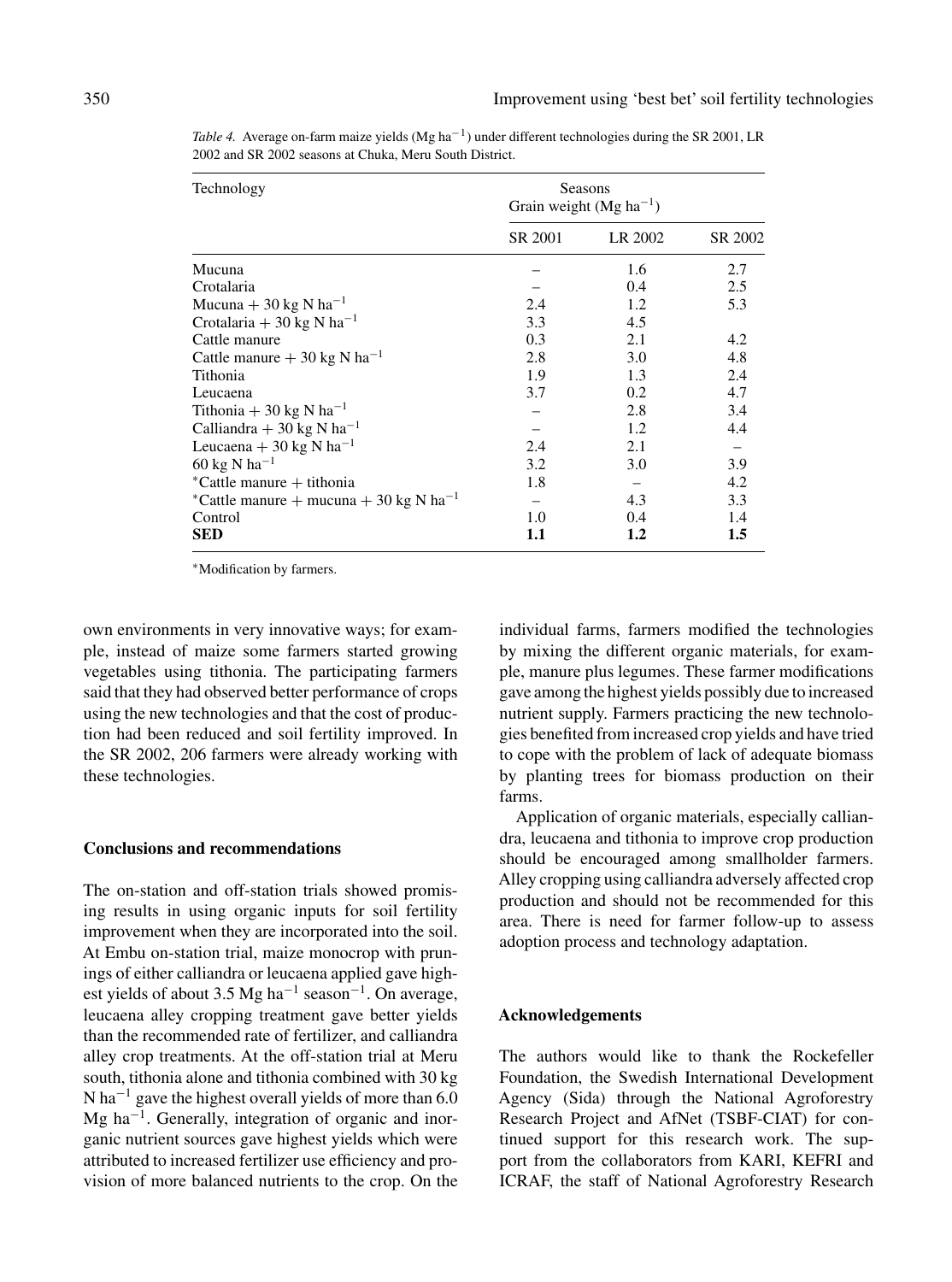*Table 4.* Average on-farm maize yields (Mg ha$^{-1}$) under different technologies during the SR 2001, LR 2002 and SR 2002 seasons at Chuka, Meru South District.

| Technology | Seasons Grain weight (Mg ha$^{-1}$) | | |
|---|---|---|---|
| | SR 2001 | LR 2002 | SR 2002 |
| Mucuna | – | 1.6 | 2.7 |
| Crotalaria | – | 0.4 | 2.5 |
| Mucuna + 30 kg N ha$^{-1}$ | 2.4 | 1.2 | 5.3 |
| Crotalaria + 30 kg N ha$^{-1}$ | 3.3 | 4.5 | |
| Cattle manure | 0.3 | 2.1 | 4.2 |
| Cattle manure + 30 kg N ha$^{-1}$ | 2.8 | 3.0 | 4.8 |
| Tithonia | 1.9 | 1.3 | 2.4 |
| Leucaena | 3.7 | 0.2 | 4.7 |
| Tithonia + 30 kg N ha$^{-1}$ | – | 2.8 | 3.4 |
| Calliandra + 30 kg N ha$^{-1}$ | – | 1.2 | 4.4 |
| Leucaena + 30 kg N ha$^{-1}$ | 2.4 | 2.1 | – |
| 60 kg N ha$^{-1}$ | 3.2 | 3.0 | 3.9 |
| *Cattle manure + tithonia | 1.8 | – | 4.2 |
| *Cattle manure + mucuna + 30 kg N ha$^{-1}$ | – | 4.3 | 3.3 |
| Control | 1.0 | 0.4 | 1.4 |
| **SED** | **1.1** | **1.2** | **1.5** |

*Modification by farmers.

own environments in very innovative ways; for example, instead of maize some farmers started growing vegetables using tithonia. The participating farmers said that they had observed better performance of crops using the new technologies and that the cost of production had been reduced and soil fertility improved. In the SR 2002, 206 farmers were already working with these technologies.

## Conclusions and recommendations

The on-station and off-station trials showed promising results in using organic inputs for soil fertility improvement when they are incorporated into the soil. At Embu on-station trial, maize monocrop with prunings of either calliandra or leucaena applied gave highest yields of about 3.5 Mg ha$^{-1}$ season$^{-1}$. On average, leucaena alley cropping treatment gave better yields than the recommended rate of fertilizer, and calliandra alley crop treatments. At the off-station trial at Meru south, tithonia alone and tithonia combined with 30 kg N ha$^{-1}$ gave the highest overall yields of more than 6.0 Mg ha$^{-1}$. Generally, integration of organic and inorganic nutrient sources gave highest yields which were attributed to increased fertilizer use efficiency and provision of more balanced nutrients to the crop. On the individual farms, farmers modified the technologies by mixing the different organic materials, for example, manure plus legumes. These farmer modifications gave among the highest yields possibly due to increased nutrient supply. Farmers practicing the new technologies benefited from increased crop yields and have tried to cope with the problem of lack of adequate biomass by planting trees for biomass production on their farms.

Application of organic materials, especially calliandra, leucaena and tithonia to improve crop production should be encouraged among smallholder farmers. Alley cropping using calliandra adversely affected crop production and should not be recommended for this area. There is need for farmer follow-up to assess adoption process and technology adaptation.

## Acknowledgements

The authors would like to thank the Rockefeller Foundation, the Swedish International Development Agency (Sida) through the National Agroforestry Research Project and AfNet (TSBF-CIAT) for continued support for this research work. The support from the collaborators from KARI, KEFRI and ICRAF, the staff of National Agroforestry Research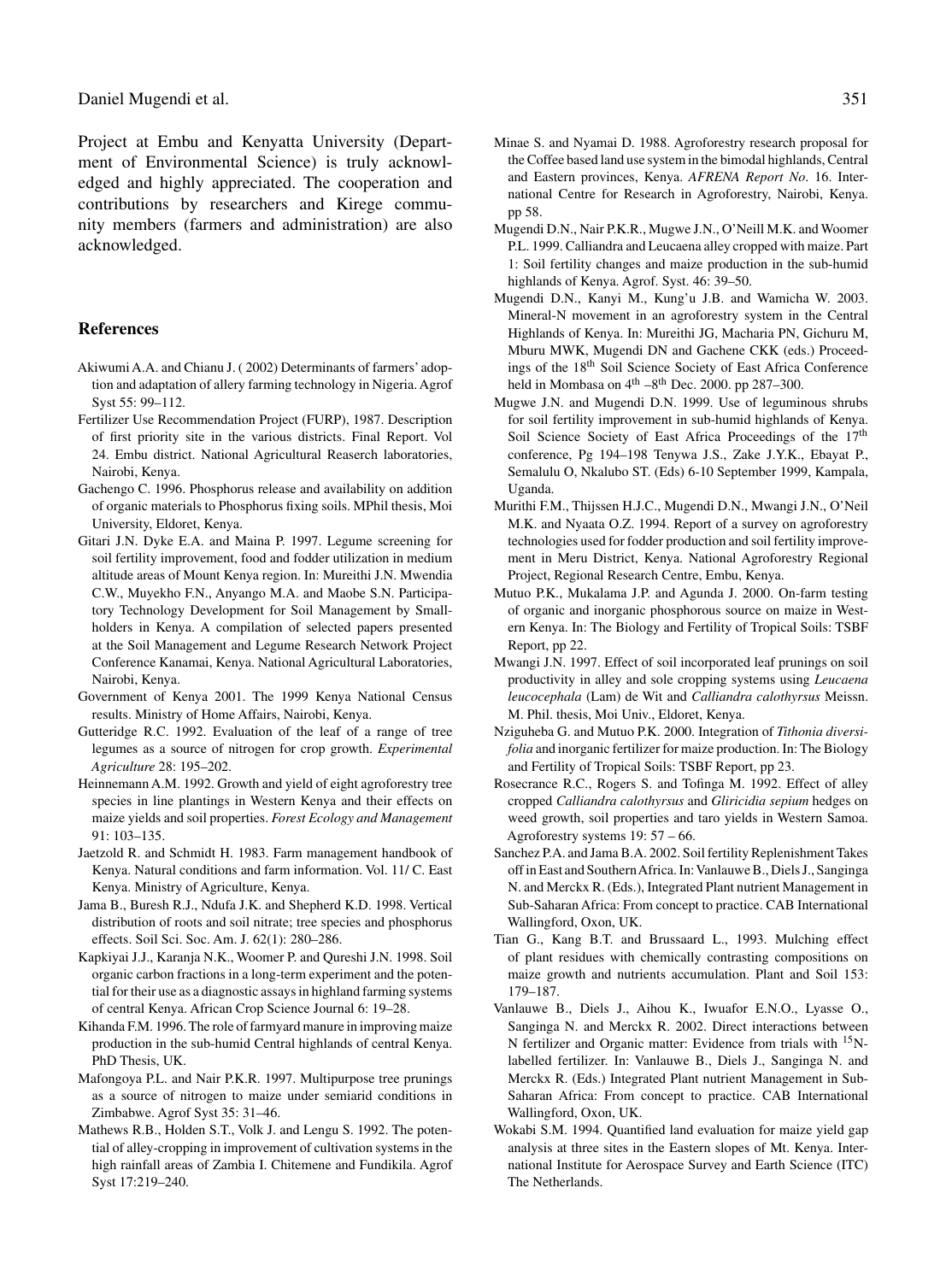Project at Embu and Kenyatta University (Department of Environmental Science) is truly acknowledged and highly appreciated. The cooperation and contributions by researchers and Kirege community members (farmers and administration) are also acknowledged.

## References

Akiwumi A.A. and Chianu J. ( 2002) Determinants of farmers' adoption and adaptation of allery farming technology in Nigeria. Agrof Syst 55: 99–112.

Fertilizer Use Recommendation Project (FURP), 1987. Description of first priority site in the various districts. Final Report. Vol 24. Embu district. National Agricultural Reaserch laboratories, Nairobi, Kenya.

Gachengo C. 1996. Phosphorus release and availability on addition of organic materials to Phosphorus fixing soils. MPhil thesis, Moi University, Eldoret, Kenya.

Gitari J.N. Dyke E.A. and Maina P. 1997. Legume screening for soil fertility improvement, food and fodder utilization in medium altitude areas of Mount Kenya region. In: Mureithi J.N. Mwendia C.W., Muyekho F.N., Anyango M.A. and Maobe S.N. Participatory Technology Development for Soil Management by Smallholders in Kenya. A compilation of selected papers presented at the Soil Management and Legume Research Network Project Conference Kanamai, Kenya. National Agricultural Laboratories, Nairobi, Kenya.

Government of Kenya 2001. The 1999 Kenya National Census results. Ministry of Home Affairs, Nairobi, Kenya.

Gutteridge R.C. 1992. Evaluation of the leaf of a range of tree legumes as a source of nitrogen for crop growth. *Experimental Agriculture* 28: 195–202.

Heinnemann A.M. 1992. Growth and yield of eight agroforestry tree species in line plantings in Western Kenya and their effects on maize yields and soil properties. *Forest Ecology and Management* 91: 103–135.

Jaetzold R. and Schmidt H. 1983. Farm management handbook of Kenya. Natural conditions and farm information. Vol. 11/ C. East Kenya. Ministry of Agriculture, Kenya.

Jama B., Buresh R.J., Ndufa J.K. and Shepherd K.D. 1998. Vertical distribution of roots and soil nitrate; tree species and phosphorus effects. Soil Sci. Soc. Am. J. 62(1): 280–286.

Kapkiyai J.J., Karanja N.K., Woomer P. and Qureshi J.N. 1998. Soil organic carbon fractions in a long-term experiment and the potential for their use as a diagnostic assays in highland farming systems of central Kenya. African Crop Science Journal 6: 19–28.

Kihanda F.M. 1996. The role of farmyard manure in improving maize production in the sub-humid Central highlands of central Kenya. PhD Thesis, UK.

Mafongoya P.L. and Nair P.K.R. 1997. Multipurpose tree prunings as a source of nitrogen to maize under semiarid conditions in Zimbabwe. Agrof Syst 35: 31–46.

Mathews R.B., Holden S.T., Volk J. and Lengu S. 1992. The potential of alley-cropping in improvement of cultivation systems in the high rainfall areas of Zambia I. Chitemene and Fundikila. Agrof Syst 17:219–240.

Minae S. and Nyamai D. 1988. Agroforestry research proposal for the Coffee based land use system in the bimodal highlands, Central and Eastern provinces, Kenya. *AFRENA Report No*. 16. International Centre for Research in Agroforestry, Nairobi, Kenya. pp 58.

Mugendi D.N., Nair P.K.R., Mugwe J.N., O'Neill M.K. and Woomer P.L. 1999. Calliandra and Leucaena alley cropped with maize. Part 1: Soil fertility changes and maize production in the sub-humid highlands of Kenya. Agrof. Syst. 46: 39–50.

Mugendi D.N., Kanyi M., Kung'u J.B. and Wamicha W. 2003. Mineral-N movement in an agroforestry system in the Central Highlands of Kenya. In: Mureithi JG, Macharia PN, Gichuru M, Mburu MWK, Mugendi DN and Gachene CKK (eds.) Proceedings of the 18th Soil Science Society of East Africa Conference held in Mombasa on 4th –8th Dec. 2000. pp 287–300.

Mugwe J.N. and Mugendi D.N. 1999. Use of leguminous shrubs for soil fertility improvement in sub-humid highlands of Kenya. Soil Science Society of East Africa Proceedings of the 17th conference, Pg 194–198 Tenywa J.S., Zake J.Y.K., Ebayat P., Semalulu O, Nkalubo ST. (Eds) 6-10 September 1999, Kampala, Uganda.

Murithi F.M., Thijssen H.J.C., Mugendi D.N., Mwangi J.N., O'Neil M.K. and Nyaata O.Z. 1994. Report of a survey on agroforestry technologies used for fodder production and soil fertility improvement in Meru District, Kenya. National Agroforestry Regional Project, Regional Research Centre, Embu, Kenya.

Mutuo P.K., Mukalama J.P. and Agunda J. 2000. On-farm testing of organic and inorganic phosphorous source on maize in Western Kenya. In: The Biology and Fertility of Tropical Soils: TSBF Report, pp 22.

Mwangi J.N. 1997. Effect of soil incorporated leaf prunings on soil productivity in alley and sole cropping systems using *Leucaena leucocephala* (Lam) de Wit and *Calliandra calothyrsus* Meissn. M. Phil. thesis, Moi Univ., Eldoret, Kenya.

Nziguheba G. and Mutuo P.K. 2000. Integration of *Tithonia diversifolia* and inorganic fertilizer for maize production. In: The Biology and Fertility of Tropical Soils: TSBF Report, pp 23.

Rosecrance R.C., Rogers S. and Tofinga M. 1992. Effect of alley cropped *Calliandra calothyrsus* and *Gliricidia sepium* hedges on weed growth, soil properties and taro yields in Western Samoa. Agroforestry systems 19: 57 – 66.

Sanchez P.A. and Jama B.A. 2002. Soil fertility Replenishment Takes off in East and Southern Africa. In: Vanlauwe B., Diels J., Sanginga N. and Merckx R. (Eds.), Integrated Plant nutrient Management in Sub-Saharan Africa: From concept to practice. CAB International Wallingford, Oxon, UK.

Tian G., Kang B.T. and Brussaard L., 1993. Mulching effect of plant residues with chemically contrasting compositions on maize growth and nutrients accumulation. Plant and Soil 153: 179–187.

Vanlauwe B., Diels J., Aihou K., Iwuafor E.N.O., Lyasse O., Sanginga N. and Merckx R. 2002. Direct interactions between N fertilizer and Organic matter: Evidence from trials with $^{15}$N-labelled fertilizer. In: Vanlauwe B., Diels J., Sanginga N. and Merckx R. (Eds.) Integrated Plant nutrient Management in Sub-Saharan Africa: From concept to practice. CAB International Wallingford, Oxon, UK.

Wokabi S.M. 1994. Quantified land evaluation for maize yield gap analysis at three sites in the Eastern slopes of Mt. Kenya. International Institute for Aerospace Survey and Earth Science (ITC) The Netherlands.